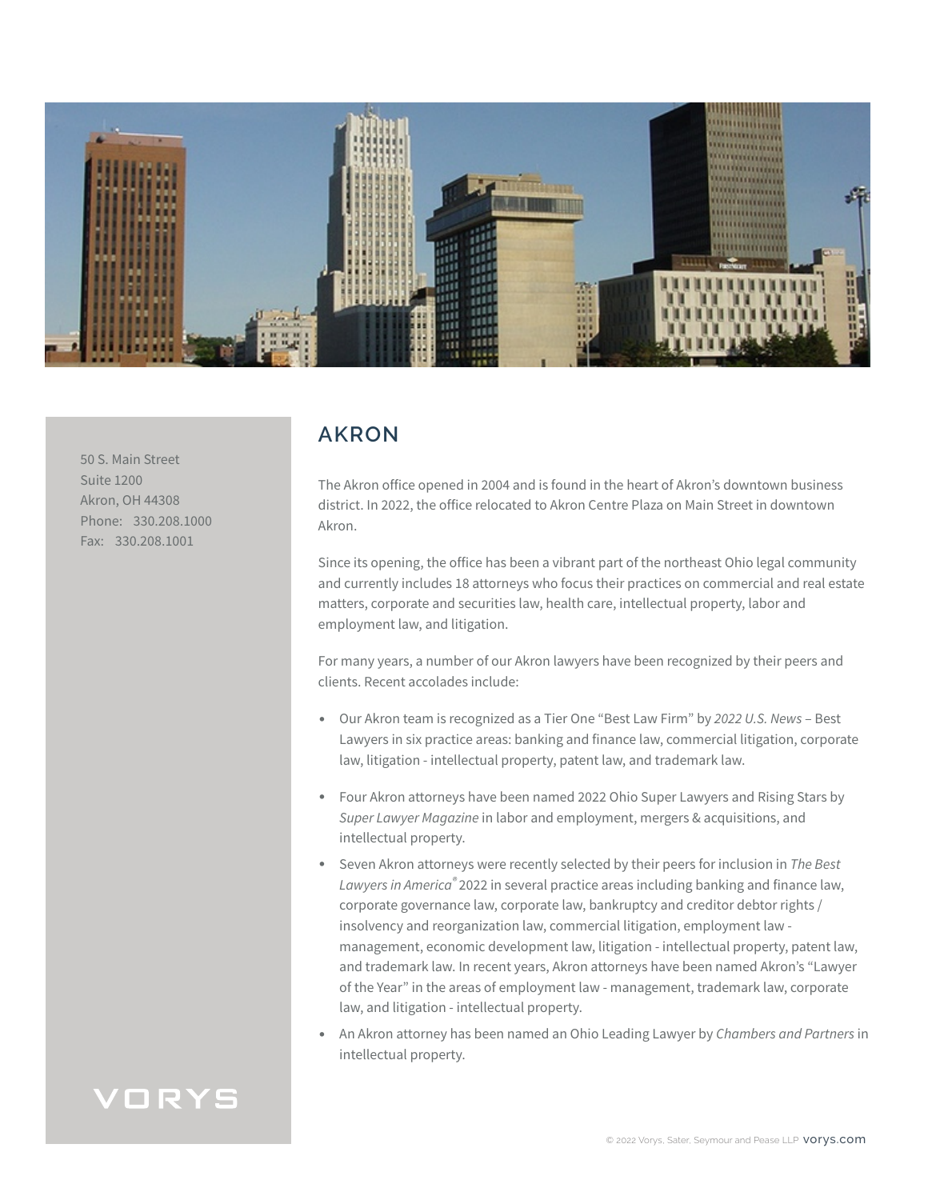# AKRON

50 S. Main Street
Suite 1200
Akron, OH 44308
Phone: 330.208.1000
Fax: 330.208.1001

The Akron office opened in 2004 and is found in the heart of Akron's downtown business district. In 2022, the office relocated to Akron Centre Plaza on Main Street in downtown Akron.

Since its opening, the office has been a vibrant part of the northeast Ohio legal community and currently includes 18 attorneys who focus their practices on commercial and real estate matters, corporate and securities law, health care, intellectual property, labor and employment law, and litigation.

For many years, a number of our Akron lawyers have been recognized by their peers and clients. Recent accolades include:

- Our Akron team is recognized as a Tier One "Best Law Firm" by *2022 U.S. News* – Best Lawyers in six practice areas: banking and finance law, commercial litigation, corporate law, litigation - intellectual property, patent law, and trademark law.
- Four Akron attorneys have been named 2022 Ohio Super Lawyers and Rising Stars by *Super Lawyer Magazine* in labor and employment, mergers & acquisitions, and intellectual property.
- Seven Akron attorneys were recently selected by their peers for inclusion in *The Best Lawyers in America®* 2022 in several practice areas including banking and finance law, corporate governance law, corporate law, bankruptcy and creditor debtor rights / insolvency and reorganization law, commercial litigation, employment law - management, economic development law, litigation - intellectual property, patent law, and trademark law. In recent years, Akron attorneys have been named Akron's "Lawyer of the Year" in the areas of employment law - management, trademark law, corporate law, and litigation - intellectual property.
- An Akron attorney has been named an Ohio Leading Lawyer by *Chambers and Partners* in intellectual property.

VORYS

© 2022 Vorys, Sater, Seymour and Pease LLP vorys.com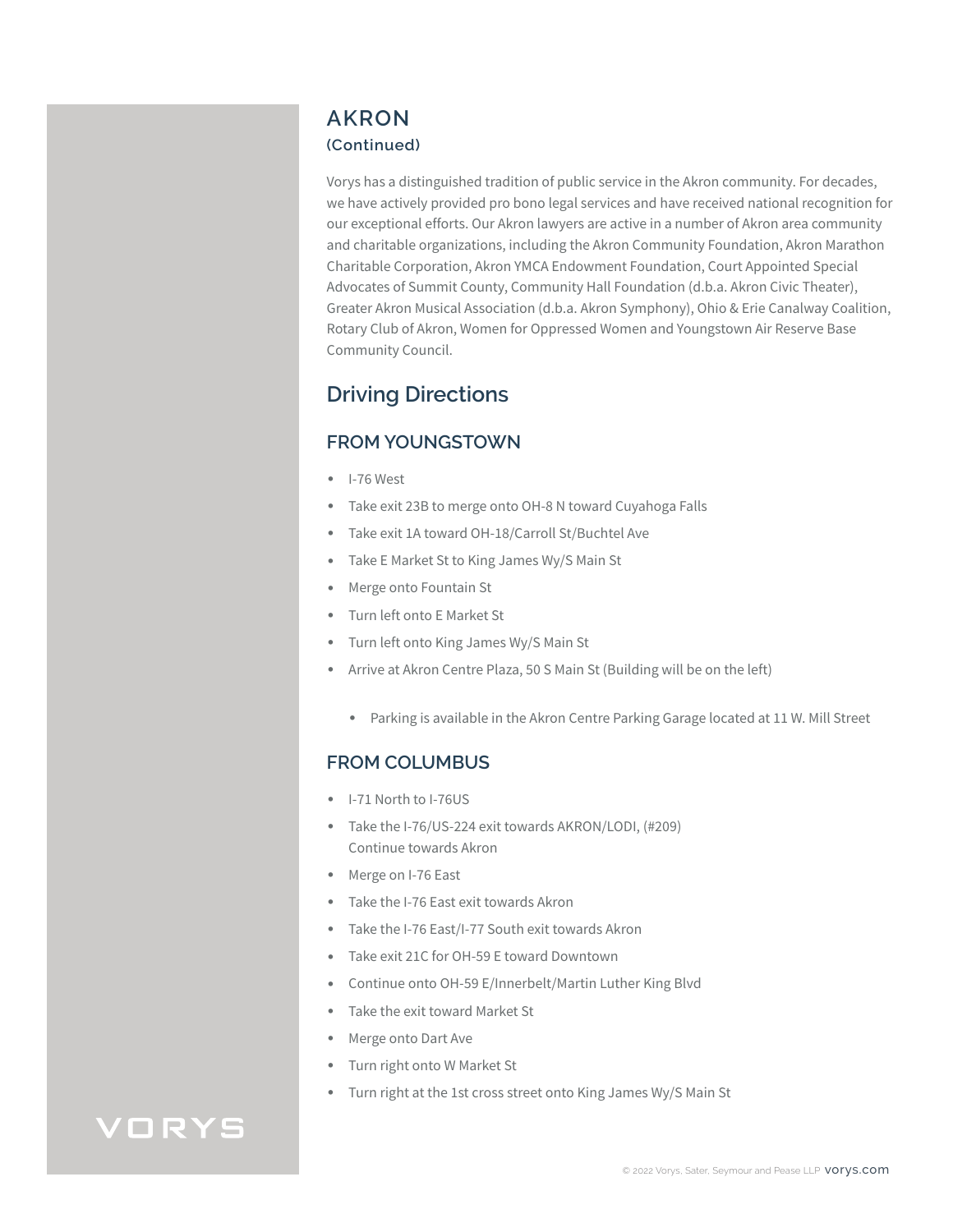## AKRON

**(Continued)**

Vorys has a distinguished tradition of public service in the Akron community. For decades, we have actively provided pro bono legal services and have received national recognition for our exceptional efforts. Our Akron lawyers are active in a number of Akron area community and charitable organizations, including the Akron Community Foundation, Akron Marathon Charitable Corporation, Akron YMCA Endowment Foundation, Court Appointed Special Advocates of Summit County, Community Hall Foundation (d.b.a. Akron Civic Theater), Greater Akron Musical Association (d.b.a. Akron Symphony), Ohio & Erie Canalway Coalition, Rotary Club of Akron, Women for Oppressed Women and Youngstown Air Reserve Base Community Council.

## Driving Directions

### FROM YOUNGSTOWN

- I-76 West
- Take exit 23B to merge onto OH-8 N toward Cuyahoga Falls
- Take exit 1A toward OH-18/Carroll St/Buchtel Ave
- Take E Market St to King James Wy/S Main St
- Merge onto Fountain St
- Turn left onto E Market St
- Turn left onto King James Wy/S Main St
- Arrive at Akron Centre Plaza, 50 S Main St (Building will be on the left)
    - Parking is available in the Akron Centre Parking Garage located at 11 W. Mill Street

### FROM COLUMBUS

- I-71 North to I-76US
- Take the I-76/US-224 exit towards AKRON/LODI, (#209) Continue towards Akron
- Merge on I-76 East
- Take the I-76 East exit towards Akron
- Take the I-76 East/I-77 South exit towards Akron
- Take exit 21C for OH-59 E toward Downtown
- Continue onto OH-59 E/Innerbelt/Martin Luther King Blvd
- Take the exit toward Market St
- Merge onto Dart Ave
- Turn right onto W Market St
- Turn right at the 1st cross street onto King James Wy/S Main St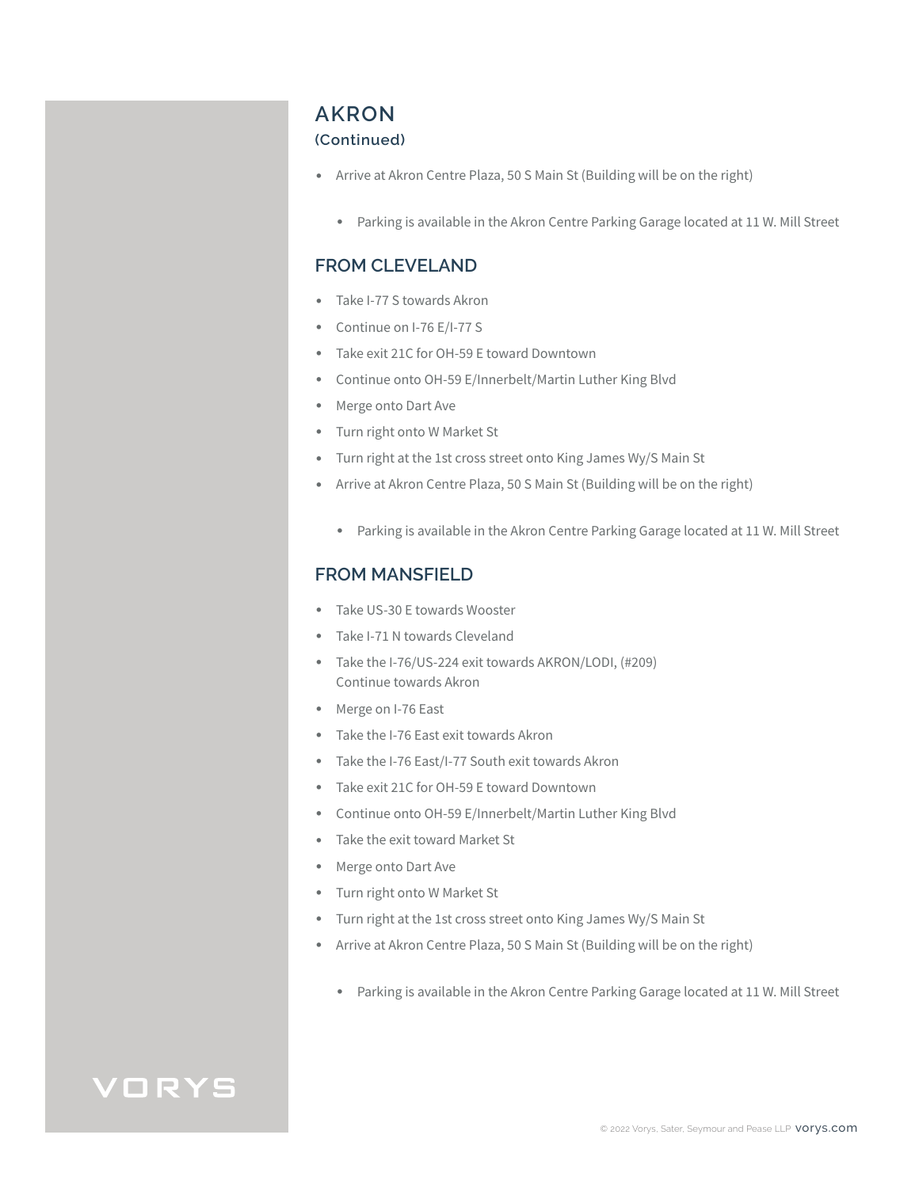## AKRON
### (Continued)

- Arrive at Akron Centre Plaza, 50 S Main St (Building will be on the right)
    - Parking is available in the Akron Centre Parking Garage located at 11 W. Mill Street

## FROM CLEVELAND

- Take I-77 S towards Akron
- Continue on I-76 E/I-77 S
- Take exit 21C for OH-59 E toward Downtown
- Continue onto OH-59 E/Innerbelt/Martin Luther King Blvd
- Merge onto Dart Ave
- Turn right onto W Market St
- Turn right at the 1st cross street onto King James Wy/S Main St
- Arrive at Akron Centre Plaza, 50 S Main St (Building will be on the right)
    - Parking is available in the Akron Centre Parking Garage located at 11 W. Mill Street

## FROM MANSFIELD

- Take US-30 E towards Wooster
- Take I-71 N towards Cleveland
- Take the I-76/US-224 exit towards AKRON/LODI, (#209) Continue towards Akron
- Merge on I-76 East
- Take the I-76 East exit towards Akron
- Take the I-76 East/I-77 South exit towards Akron
- Take exit 21C for OH-59 E toward Downtown
- Continue onto OH-59 E/Innerbelt/Martin Luther King Blvd
- Take the exit toward Market St
- Merge onto Dart Ave
- Turn right onto W Market St
- Turn right at the 1st cross street onto King James Wy/S Main St
- Arrive at Akron Centre Plaza, 50 S Main St (Building will be on the right)
    - Parking is available in the Akron Centre Parking Garage located at 11 W. Mill Street